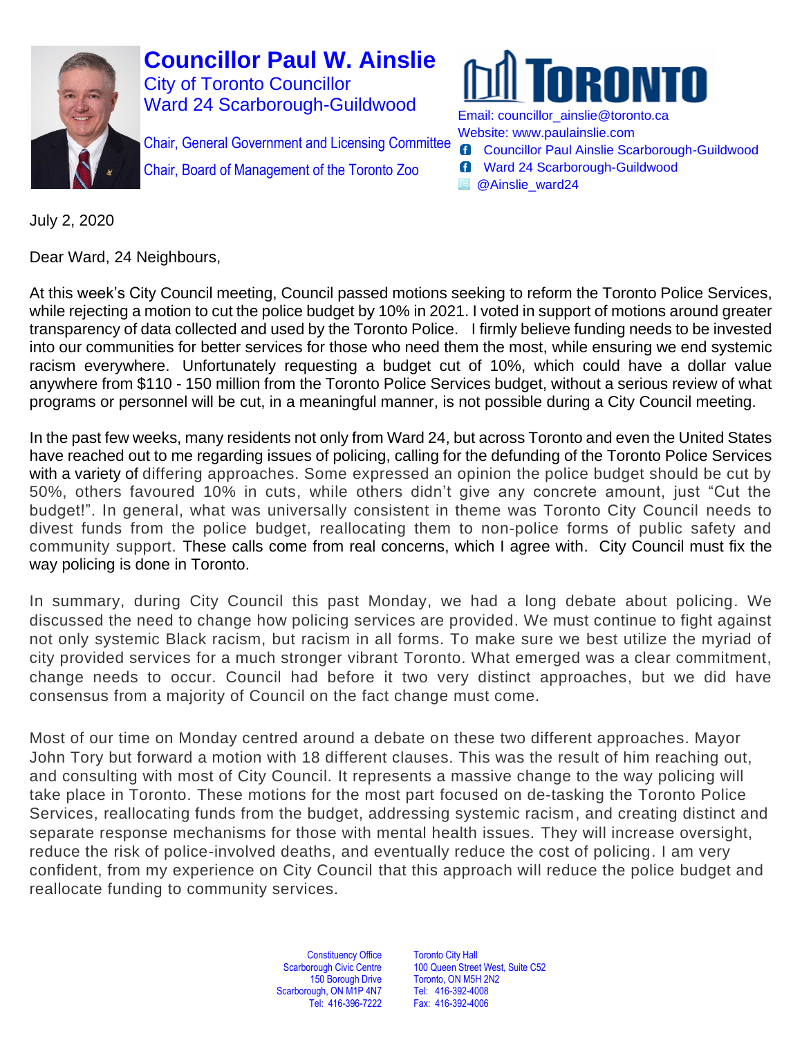# Councillor Paul W. Ainslie

City of Toronto Councillor
Ward 24 Scarborough-Guildwood

Chair, General Government and Licensing Committee
Chair, Board of Management of the Toronto Zoo

TORONTO

Email: councillor_ainslie@toronto.ca
Website: www.paulainslie.com
Councillor Paul Ainslie Scarborough-Guildwood
Ward 24 Scarborough-Guildwood
@Ainslie_ward24

July 2, 2020

Dear Ward, 24 Neighbours,

At this week's City Council meeting, Council passed motions seeking to reform the Toronto Police Services, while rejecting a motion to cut the police budget by 10% in 2021. I voted in support of motions around greater transparency of data collected and used by the Toronto Police. I firmly believe funding needs to be invested into our communities for better services for those who need them the most, while ensuring we end systemic racism everywhere. Unfortunately requesting a budget cut of 10%, which could have a dollar value anywhere from $110 - 150 million from the Toronto Police Services budget, without a serious review of what programs or personnel will be cut, in a meaningful manner, is not possible during a City Council meeting.

In the past few weeks, many residents not only from Ward 24, but across Toronto and even the United States have reached out to me regarding issues of policing, calling for the defunding of the Toronto Police Services with a variety of differing approaches. Some expressed an opinion the police budget should be cut by 50%, others favoured 10% in cuts, while others didn't give any concrete amount, just "Cut the budget!". In general, what was universally consistent in theme was Toronto City Council needs to divest funds from the police budget, reallocating them to non-police forms of public safety and community support. These calls come from real concerns, which I agree with. City Council must fix the way policing is done in Toronto.

In summary, during City Council this past Monday, we had a long debate about policing. We discussed the need to change how policing services are provided. We must continue to fight against not only systemic Black racism, but racism in all forms. To make sure we best utilize the myriad of city provided services for a much stronger vibrant Toronto. What emerged was a clear commitment, change needs to occur. Council had before it two very distinct approaches, but we did have consensus from a majority of Council on the fact change must come.

Most of our time on Monday centred around a debate on these two different approaches. Mayor John Tory but forward a motion with 18 different clauses. This was the result of him reaching out, and consulting with most of City Council. It represents a massive change to the way policing will take place in Toronto. These motions for the most part focused on de-tasking the Toronto Police Services, reallocating funds from the budget, addressing systemic racism, and creating distinct and separate response mechanisms for those with mental health issues. They will increase oversight, reduce the risk of police-involved deaths, and eventually reduce the cost of policing. I am very confident, from my experience on City Council that this approach will reduce the police budget and reallocate funding to community services.

Constituency Office
Scarborough Civic Centre
150 Borough Drive
Scarborough, ON M1P 4N7
Tel: 416-396-7222

Toronto City Hall
100 Queen Street West, Suite C52
Toronto, ON M5H 2N2
Tel: 416-392-4008
Fax: 416-392-4006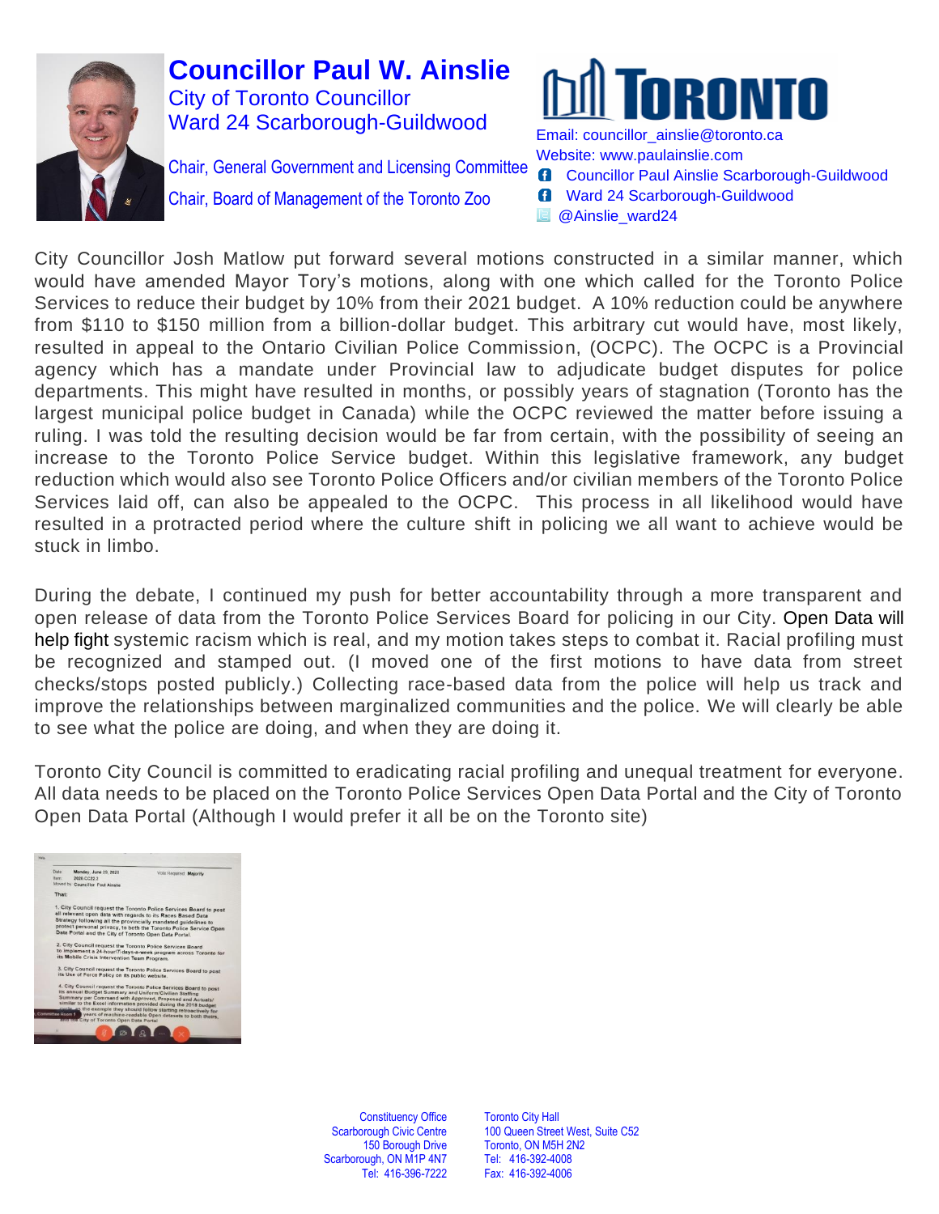# Councillor Paul W. Ainslie

City of Toronto Councillor
Ward 24 Scarborough-Guildwood

Chair, General Government and Licensing Committee
Chair, Board of Management of the Toronto Zoo

TORONTO

Email: councillor_ainslie@toronto.ca
Website: www.paulainslie.com
Councillor Paul Ainslie Scarborough-Guildwood
Ward 24 Scarborough-Guildwood
@Ainslie_ward24

City Councillor Josh Matlow put forward several motions constructed in a similar manner, which would have amended Mayor Tory's motions, along with one which called for the Toronto Police Services to reduce their budget by 10% from their 2021 budget. A 10% reduction could be anywhere from $110 to $150 million from a billion-dollar budget. This arbitrary cut would have, most likely, resulted in appeal to the Ontario Civilian Police Commission, (OCPC). The OCPC is a Provincial agency which has a mandate under Provincial law to adjudicate budget disputes for police departments. This might have resulted in months, or possibly years of stagnation (Toronto has the largest municipal police budget in Canada) while the OCPC reviewed the matter before issuing a ruling. I was told the resulting decision would be far from certain, with the possibility of seeing an increase to the Toronto Police Service budget. Within this legislative framework, any budget reduction which would also see Toronto Police Officers and/or civilian members of the Toronto Police Services laid off, can also be appealed to the OCPC. This process in all likelihood would have resulted in a protracted period where the culture shift in policing we all want to achieve would be stuck in limbo.

During the debate, I continued my push for better accountability through a more transparent and open release of data from the Toronto Police Services Board for policing in our City. Open Data will help fight systemic racism which is real, and my motion takes steps to combat it. Racial profiling must be recognized and stamped out. (I moved one of the first motions to have data from street checks/stops posted publicly.) Collecting race-based data from the police will help us track and improve the relationships between marginalized communities and the police. We will clearly be able to see what the police are doing, and when they are doing it.

Toronto City Council is committed to eradicating racial profiling and unequal treatment for everyone. All data needs to be placed on the Toronto Police Services Open Data Portal and the City of Toronto Open Data Portal (Although I would prefer it all be on the Toronto site)

Date: Monday, June 29, 2020
Item: 2020.CC22.1
Moved by: Councillor Paul Ainslie
Vote Required: Majority

That:

1. City Council request the Toronto Police Services Board to post all relevant open data with regards to its Races Based Data Strategy following all the provincially mandated guidelines to protect personal privacy, to both the Toronto Police Service Open Data Portal and the City of Toronto Open Data Portal.

2. City Council request the Toronto Police Services Board to implement a 24-hour/7-days-a-week program across Toronto for its Mobile Crisis Intervention Team Program.

3. City Council request the Toronto Police Services Board to post its Use of Force Policy on its public website.

4. City Council request the Toronto Police Services Board to post its annual Budget Summary and Uniform/Civilian Staffing Summary per Command with Approved, Proposed and Actuals/ similar to the Excel information provided during the 2018 budget ... the example they should follow starting retroactively for ... years of machine-readable Open datasets to both theirs, and the City of Toronto Open Data Portal.

Constituency Office
Scarborough Civic Centre
150 Borough Drive
Scarborough, ON M1P 4N7
Tel: 416-396-7222

Toronto City Hall
100 Queen Street West, Suite C52
Toronto, ON M5H 2N2
Tel: 416-392-4008
Fax: 416-392-4006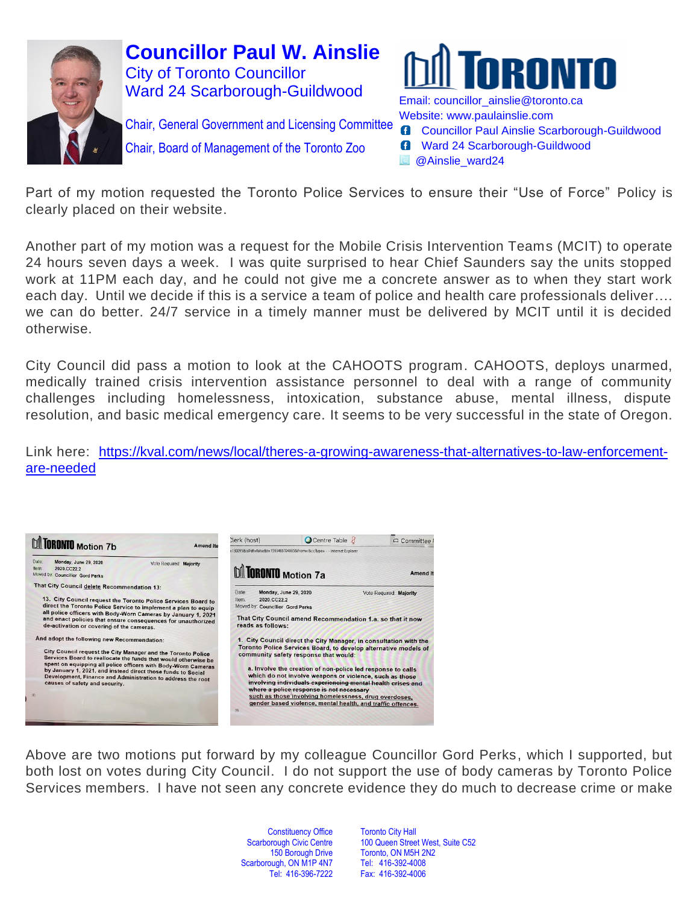# Councillor Paul W. Ainslie

City of Toronto Councillor
Ward 24 Scarborough-Guildwood

Chair, General Government and Licensing Committee
Chair, Board of Management of the Toronto Zoo

Email: councillor_ainslie@toronto.ca
Website: www.paulainslie.com
Councillor Paul Ainslie Scarborough-Guildwood
Ward 24 Scarborough-Guildwood
@Ainslie_ward24

Part of my motion requested the Toronto Police Services to ensure their "Use of Force" Policy is clearly placed on their website.

Another part of my motion was a request for the Mobile Crisis Intervention Teams (MCIT) to operate 24 hours seven days a week. I was quite surprised to hear Chief Saunders say the units stopped work at 11PM each day, and he could not give me a concrete answer as to when they start work each day. Until we decide if this is a service a team of police and health care professionals deliver…. we can do better. 24/7 service in a timely manner must be delivered by MCIT until it is decided otherwise.

City Council did pass a motion to look at the CAHOOTS program. CAHOOTS, deploys unarmed, medically trained crisis intervention assistance personnel to deal with a range of community challenges including homelessness, intoxication, substance abuse, mental illness, dispute resolution, and basic medical emergency care. It seems to be very successful in the state of Oregon.

Link here: [https://kval.com/news/local/theres-a-growing-awareness-that-alternatives-to-law-enforcement-are-needed](https://kval.com/news/local/theres-a-growing-awareness-that-alternatives-to-law-enforcement-are-needed)

**TORONTO Motion 7b** — Amend Item

Date: Monday, June 29, 2020
Item: 2020.CC22.2
Moved by: Councillor Gord Perks
Vote Required: Majority

That City Council delete Recommendation 13:

13. City Council request the Toronto Police Services Board to direct the Toronto Police Service to implement a plan to equip all police officers with Body-Worn Cameras by January 1, 2021 and enact policies that ensure consequences for unauthorized de-activation or covering of the cameras.

And adopt the following new Recommendation:

City Council request the City Manager and the Toronto Police Services Board to reallocate the funds that would otherwise be spent on equipping all police officers with Body-Worn Cameras by January 1, 2021, and instead direct those funds to Social Development, Finance and Administration to address the root causes of safety and security.

**TORONTO Motion 7a** — Amend Item

Date: Monday, June 29, 2020
Item: 2020.CC22.2
Moved by: Councillor Gord Perks
Vote Required: Majority

That City Council amend Recommendation 1.a. so that it now reads as follows:

1. City Council direct the City Manager, in consultation with the Toronto Police Services Board, to develop alternative models of community safety response that would:

a. Involve the creation of non-police led response to calls which do not involve weapons or violence, ~~such as those involving individuals experiencing mental health crises and where a police response is not necessary~~ such as those involving homelessness, drug overdoses, gender based violence, mental health, and traffic offences.

Above are two motions put forward by my colleague Councillor Gord Perks, which I supported, but both lost on votes during City Council. I do not support the use of body cameras by Toronto Police Services members. I have not seen any concrete evidence they do much to decrease crime or make

Constituency Office
Scarborough Civic Centre
150 Borough Drive
Scarborough, ON M1P 4N7
Tel: 416-396-7222

Toronto City Hall
100 Queen Street West, Suite C52
Toronto, ON M5H 2N2
Tel: 416-392-4008
Fax: 416-392-4006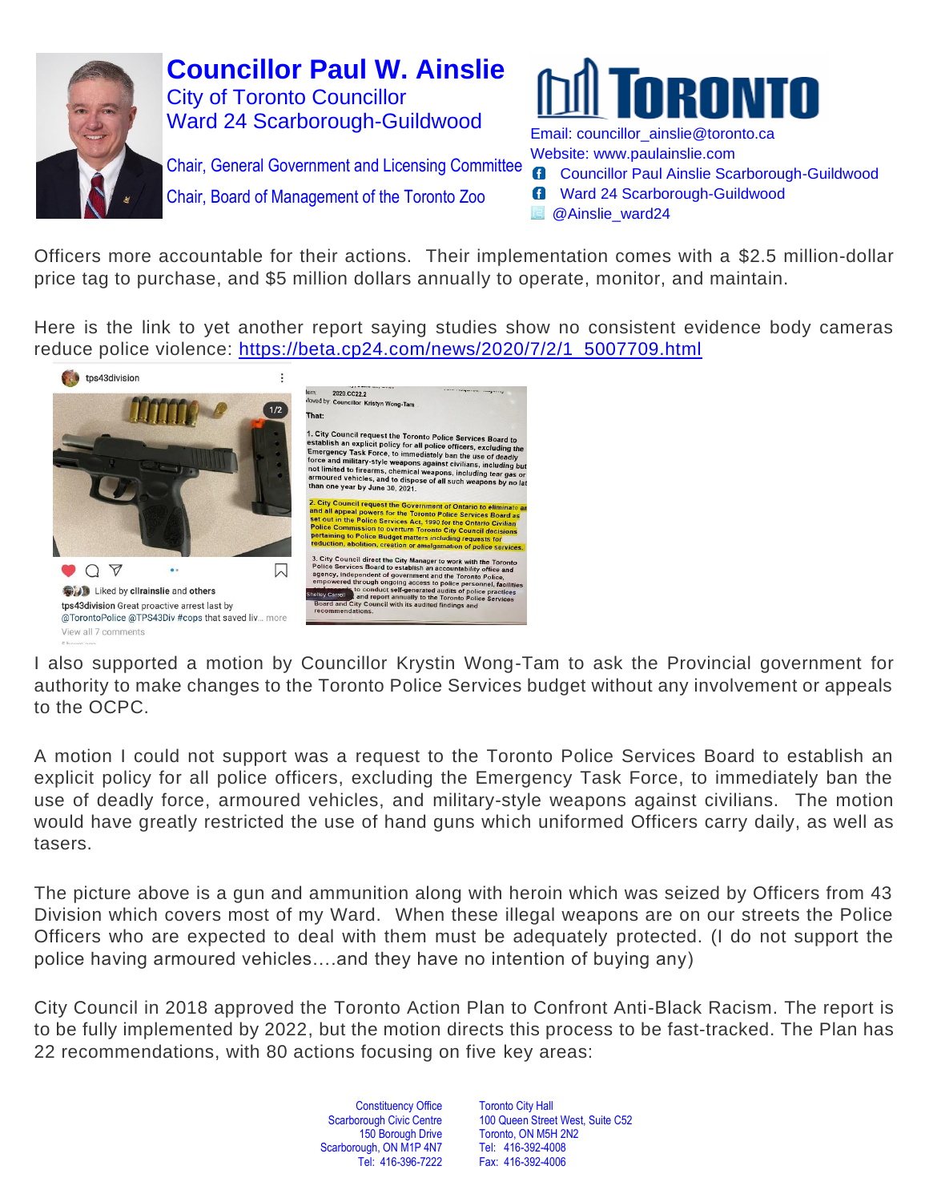# Councillor Paul W. Ainslie

City of Toronto Councillor
Ward 24 Scarborough-Guildwood

Chair, General Government and Licensing Committee
Chair, Board of Management of the Toronto Zoo

TORONTO

Email: councillor_ainslie@toronto.ca
Website: www.paulainslie.com
Councillor Paul Ainslie Scarborough-Guildwood
Ward 24 Scarborough-Guildwood
@Ainslie_ward24

Officers more accountable for their actions. Their implementation comes with a $2.5 million-dollar price tag to purchase, and $5 million dollars annually to operate, monitor, and maintain.

Here is the link to yet another report saying studies show no consistent evidence body cameras reduce police violence: https://beta.cp24.com/news/2020/7/2/1_5007709.html

I also supported a motion by Councillor Krystin Wong-Tam to ask the Provincial government for authority to make changes to the Toronto Police Services budget without any involvement or appeals to the OCPC.

A motion I could not support was a request to the Toronto Police Services Board to establish an explicit policy for all police officers, excluding the Emergency Task Force, to immediately ban the use of deadly force, armoured vehicles, and military-style weapons against civilians. The motion would have greatly restricted the use of hand guns which uniformed Officers carry daily, as well as tasers.

The picture above is a gun and ammunition along with heroin which was seized by Officers from 43 Division which covers most of my Ward. When these illegal weapons are on our streets the Police Officers who are expected to deal with them must be adequately protected. (I do not support the police having armoured vehicles….and they have no intention of buying any)

City Council in 2018 approved the Toronto Action Plan to Confront Anti-Black Racism. The report is to be fully implemented by 2022, but the motion directs this process to be fast-tracked. The Plan has 22 recommendations, with 80 actions focusing on five key areas:

Constituency Office
Scarborough Civic Centre
150 Borough Drive
Scarborough, ON M1P 4N7
Tel: 416-396-7222

Toronto City Hall
100 Queen Street West, Suite C52
Toronto, ON M5H 2N2
Tel: 416-392-4008
Fax: 416-392-4006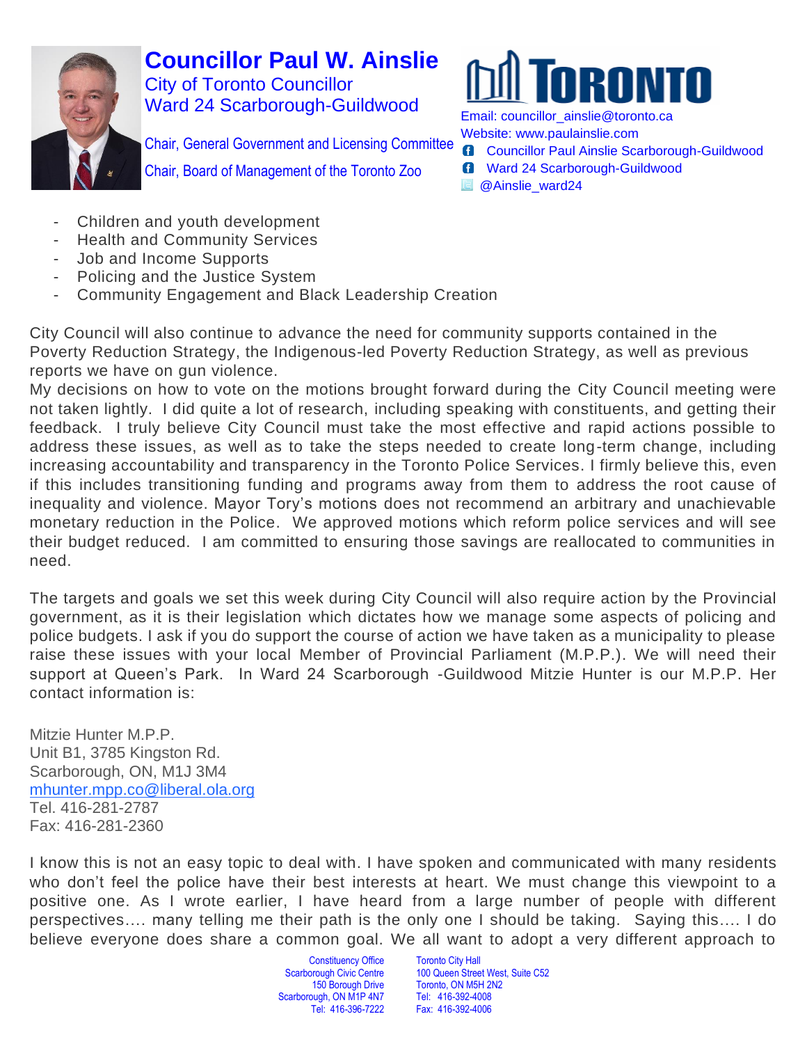# Councillor Paul W. Ainslie

City of Toronto Councillor
Ward 24 Scarborough-Guildwood

Chair, General Government and Licensing Committee
Chair, Board of Management of the Toronto Zoo

TORONTO

Email: councillor_ainslie@toronto.ca
Website: www.paulainslie.com
Councillor Paul Ainslie Scarborough-Guildwood
Ward 24 Scarborough-Guildwood
@Ainslie_ward24

- Children and youth development
- Health and Community Services
- Job and Income Supports
- Policing and the Justice System
- Community Engagement and Black Leadership Creation

City Council will also continue to advance the need for community supports contained in the Poverty Reduction Strategy, the Indigenous-led Poverty Reduction Strategy, as well as previous reports we have on gun violence.
My decisions on how to vote on the motions brought forward during the City Council meeting were not taken lightly. I did quite a lot of research, including speaking with constituents, and getting their feedback. I truly believe City Council must take the most effective and rapid actions possible to address these issues, as well as to take the steps needed to create long-term change, including increasing accountability and transparency in the Toronto Police Services. I firmly believe this, even if this includes transitioning funding and programs away from them to address the root cause of inequality and violence. Mayor Tory's motions does not recommend an arbitrary and unachievable monetary reduction in the Police. We approved motions which reform police services and will see their budget reduced. I am committed to ensuring those savings are reallocated to communities in need.

The targets and goals we set this week during City Council will also require action by the Provincial government, as it is their legislation which dictates how we manage some aspects of policing and police budgets. I ask if you do support the course of action we have taken as a municipality to please raise these issues with your local Member of Provincial Parliament (M.P.P.). We will need their support at Queen's Park. In Ward 24 Scarborough -Guildwood Mitzie Hunter is our M.P.P. Her contact information is:

Mitzie Hunter M.P.P.
Unit B1, 3785 Kingston Rd.
Scarborough, ON, M1J 3M4
mhunter.mpp.co@liberal.ola.org
Tel. 416-281-2787
Fax: 416-281-2360

I know this is not an easy topic to deal with. I have spoken and communicated with many residents who don't feel the police have their best interests at heart. We must change this viewpoint to a positive one. As I wrote earlier, I have heard from a large number of people with different perspectives…. many telling me their path is the only one I should be taking. Saying this…. I do believe everyone does share a common goal. We all want to adopt a very different approach to

Constituency Office
Scarborough Civic Centre
150 Borough Drive
Scarborough, ON M1P 4N7
Tel: 416-396-7222

Toronto City Hall
100 Queen Street West, Suite C52
Toronto, ON M5H 2N2
Tel: 416-392-4008
Fax: 416-392-4006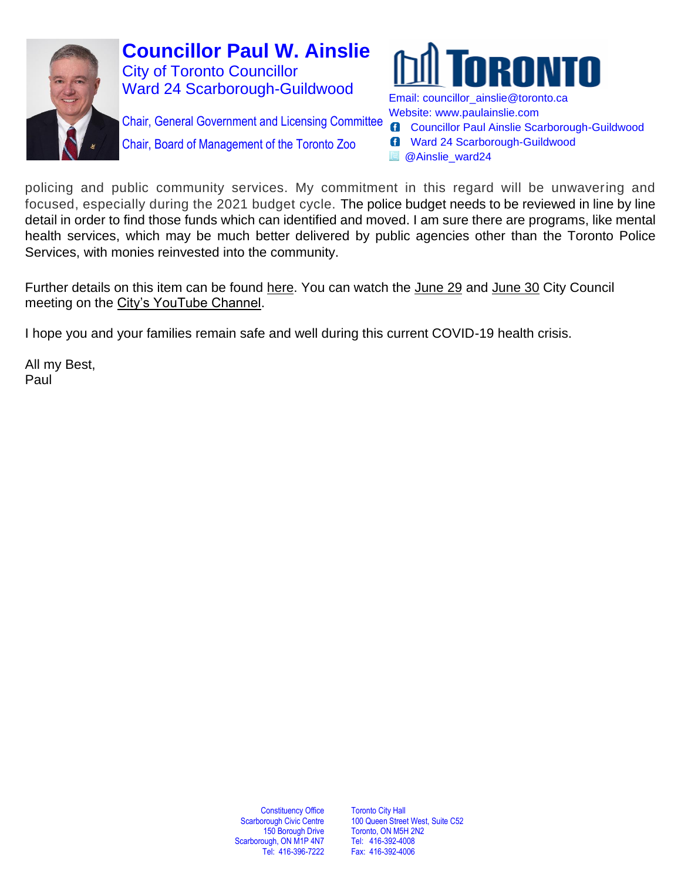# Councillor Paul W. Ainslie

City of Toronto Councillor
Ward 24 Scarborough-Guildwood

Chair, General Government and Licensing Committee
Chair, Board of Management of the Toronto Zoo

TORONTO

Email: councillor_ainslie@toronto.ca
Website: www.paulainslie.com
Councillor Paul Ainslie Scarborough-Guildwood
Ward 24 Scarborough-Guildwood
@Ainslie_ward24

policing and public community services. My commitment in this regard will be unwavering and focused, especially during the 2021 budget cycle. The police budget needs to be reviewed in line by line detail in order to find those funds which can identified and moved. I am sure there are programs, like mental health services, which may be much better delivered by public agencies other than the Toronto Police Services, with monies reinvested into the community.

Further details on this item can be found here. You can watch the June 29 and June 30 City Council meeting on the City's YouTube Channel.

I hope you and your families remain safe and well during this current COVID-19 health crisis.

All my Best,
Paul

Constituency Office
Scarborough Civic Centre
150 Borough Drive
Scarborough, ON M1P 4N7
Tel: 416-396-7222

Toronto City Hall
100 Queen Street West, Suite C52
Toronto, ON M5H 2N2
Tel: 416-392-4008
Fax: 416-392-4006